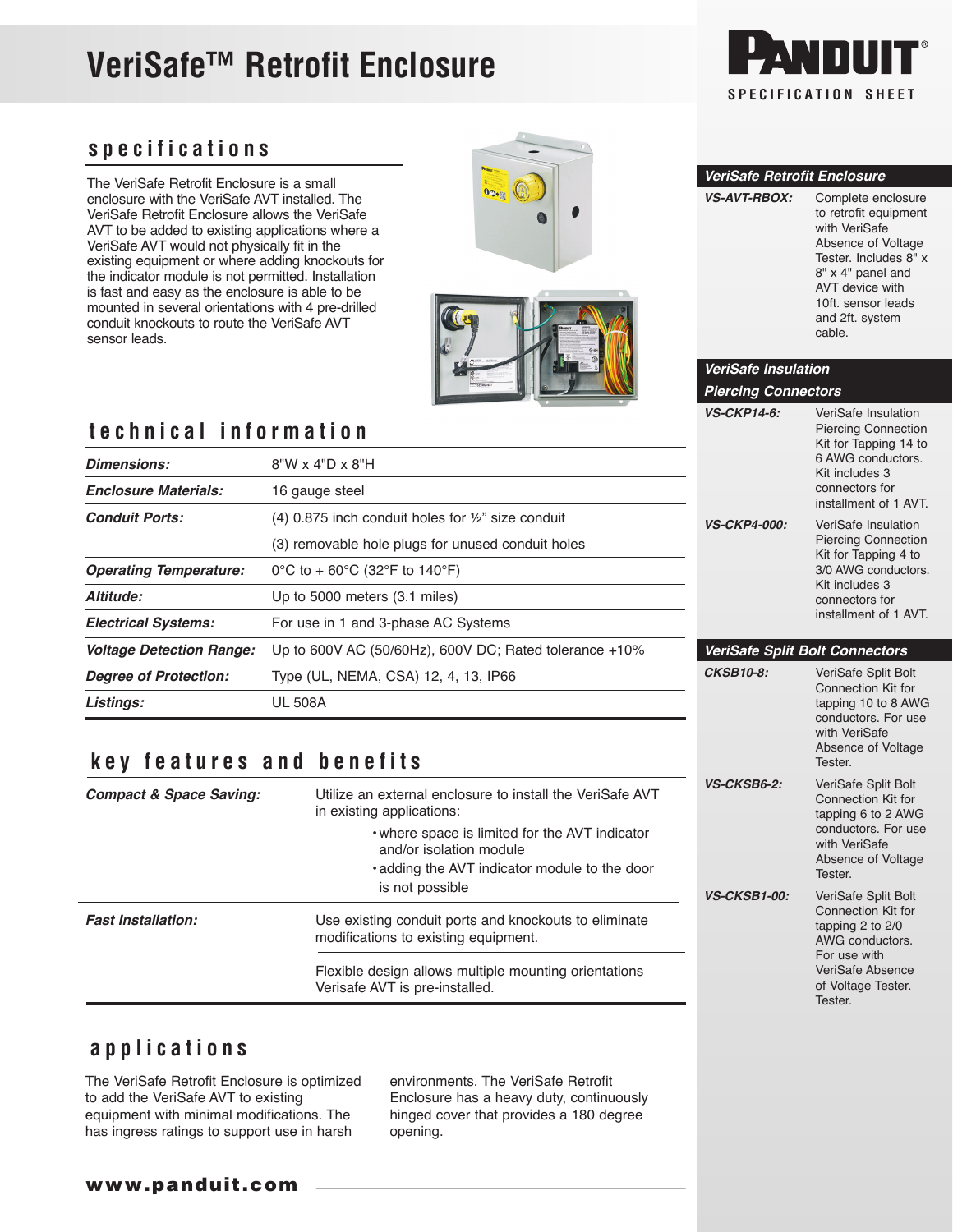# VeriSafe™ Retrofit Enclosure

PANDUIT® SPECIFICATION SHEET

## specifications

The VeriSafe Retrofit Enclosure is a small enclosure with the VeriSafe AVT installed. The VeriSafe Retrofit Enclosure allows the VeriSafe AVT to be added to existing applications where a VeriSafe AVT would not physically fit in the existing equipment or where adding knockouts for the indicator module is not permitted. Installation is fast and easy as the enclosure is able to be mounted in several orientations with 4 pre-drilled conduit knockouts to route the VeriSafe AVT sensor leads.

## technical information

| | |
|---|---|
| ***Dimensions:*** | 8"W x 4"D x 8"H |
| ***Enclosure Materials:*** | 16 gauge steel |
| ***Conduit Ports:*** | (4) 0.875 inch conduit holes for ½" size conduit |
| | (3) removable hole plugs for unused conduit holes |
| ***Operating Temperature:*** | 0°C to + 60°C (32°F to 140°F) |
| ***Altitude:*** | Up to 5000 meters (3.1 miles) |
| ***Electrical Systems:*** | For use in 1 and 3-phase AC Systems |
| ***Voltage Detection Range:*** | Up to 600V AC (50/60Hz), 600V DC; Rated tolerance +10% |
| ***Degree of Protection:*** | Type (UL, NEMA, CSA) 12, 4, 13, IP66 |
| ***Listings:*** | UL 508A |

## key features and benefits

| | |
|---|---|
| ***Compact & Space Saving:*** | Utilize an external enclosure to install the VeriSafe AVT in existing applications: • where space is limited for the AVT indicator and/or isolation module • adding the AVT indicator module to the door is not possible |
| ***Fast Installation:*** | Use existing conduit ports and knockouts to eliminate modifications to existing equipment. |
| | Flexible design allows multiple mounting orientations Verisafe AVT is pre-installed. |

## applications

The VeriSafe Retrofit Enclosure is optimized to add the VeriSafe AVT to existing equipment with minimal modifications. The has ingress ratings to support use in harsh environments. The VeriSafe Retrofit Enclosure has a heavy duty, continuously hinged cover that provides a 180 degree opening.

### VeriSafe Retrofit Enclosure

| | |
|---|---|
| ***VS-AVT-RBOX:*** | Complete enclosure to retrofit equipment with VeriSafe Absence of Voltage Tester. Includes 8" x 8" x 4" panel and AVT device with 10ft. sensor leads and 2ft. system cable. |

### VeriSafe Insulation Piercing Connectors

| | |
|---|---|
| ***VS-CKP14-6:*** | VeriSafe Insulation Piercing Connection Kit for Tapping 14 to 6 AWG conductors. Kit includes 3 connectors for installment of 1 AVT. |
| ***VS-CKP4-000:*** | VeriSafe Insulation Piercing Connection Kit for Tapping 4 to 3/0 AWG conductors. Kit includes 3 connectors for installment of 1 AVT. |

### VeriSafe Split Bolt Connectors

| | |
|---|---|
| ***CKSB10-8:*** | VeriSafe Split Bolt Connection Kit for tapping 10 to 8 AWG conductors. For use with VeriSafe Absence of Voltage Tester. |
| ***VS-CKSB6-2:*** | VeriSafe Split Bolt Connection Kit for tapping 6 to 2 AWG conductors. For use with VeriSafe Absence of Voltage Tester. |
| ***VS-CKSB1-00:*** | VeriSafe Split Bolt Connection Kit for tapping 2 to 2/0 AWG conductors. For use with VeriSafe Absence of Voltage Tester. Tester. |

**www.panduit.com**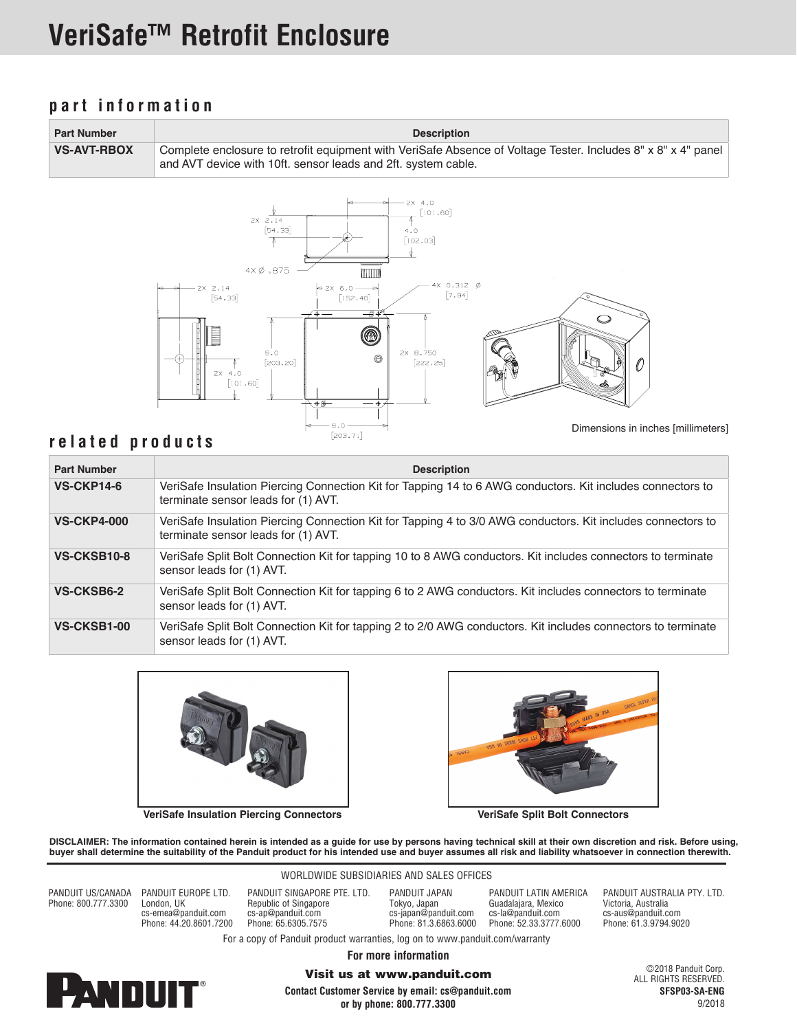# VeriSafe™ Retrofit Enclosure

## part information

| Part Number | Description |
| --- | --- |
| **VS-AVT-RBOX** | Complete enclosure to retrofit equipment with VeriSafe Absence of Voltage Tester. Includes 8" x 8" x 4" panel and AVT device with 10ft. sensor leads and 2ft. system cable. |

2X 4.0 [101.60]
2X 2.14 [54.33]
4.0 [102.03]
4X Ø .875
2X 2.14 [54.33]
2X 6.0 [152.40]
4X 0.312 Ø [7.94]
8.0 [203.20]
2X 8.750 [222.25]
2X 4.0 [101.60]
8.0 [203.71]

Dimensions in inches [millimeters]

## related products

| Part Number | Description |
| --- | --- |
| **VS-CKP14-6** | VeriSafe Insulation Piercing Connection Kit for Tapping 14 to 6 AWG conductors. Kit includes connectors to terminate sensor leads for (1) AVT. |
| **VS-CKP4-000** | VeriSafe Insulation Piercing Connection Kit for Tapping 4 to 3/0 AWG conductors. Kit includes connectors to terminate sensor leads for (1) AVT. |
| **VS-CKSB10-8** | VeriSafe Split Bolt Connection Kit for tapping 10 to 8 AWG conductors. Kit includes connectors to terminate sensor leads for (1) AVT. |
| **VS-CKSB6-2** | VeriSafe Split Bolt Connection Kit for tapping 6 to 2 AWG conductors. Kit includes connectors to terminate sensor leads for (1) AVT. |
| **VS-CKSB1-00** | VeriSafe Split Bolt Connection Kit for tapping 2 to 2/0 AWG conductors. Kit includes connectors to terminate sensor leads for (1) AVT. |

**VeriSafe Insulation Piercing Connectors**

**VeriSafe Split Bolt Connectors**

**DISCLAIMER: The information contained herein is intended as a guide for use by persons having technical skill at their own discretion and risk. Before using, buyer shall determine the suitability of the Panduit product for his intended use and buyer assumes all risk and liability whatsoever in connection therewith.**

WORLDWIDE SUBSIDIARIES AND SALES OFFICES

PANDUIT US/CANADA
Phone: 800.777.3300

PANDUIT EUROPE LTD.
London, UK
cs-emea@panduit.com
Phone: 44.20.8601.7200

PANDUIT SINGAPORE PTE. LTD.
Republic of Singapore
cs-ap@panduit.com
Phone: 65.6305.7575

PANDUIT JAPAN
Tokyo, Japan
cs-japan@panduit.com
Phone: 81.3.6863.6000

PANDUIT LATIN AMERICA
Guadalajara, Mexico
cs-la@panduit.com
Phone: 52.33.3777.6000

PANDUIT AUSTRALIA PTY. LTD.
Victoria, Australia
cs-aus@panduit.com
Phone: 61.3.9794.9020

For a copy of Panduit product warranties, log on to www.panduit.com/warranty

**For more information**

**Visit us at www.panduit.com**

**Contact Customer Service by email: cs@panduit.com**
**or by phone: 800.777.3300**

PANDUIT®

©2018 Panduit Corp.
ALL RIGHTS RESERVED.
**SFSP03-SA-ENG**
9/2018